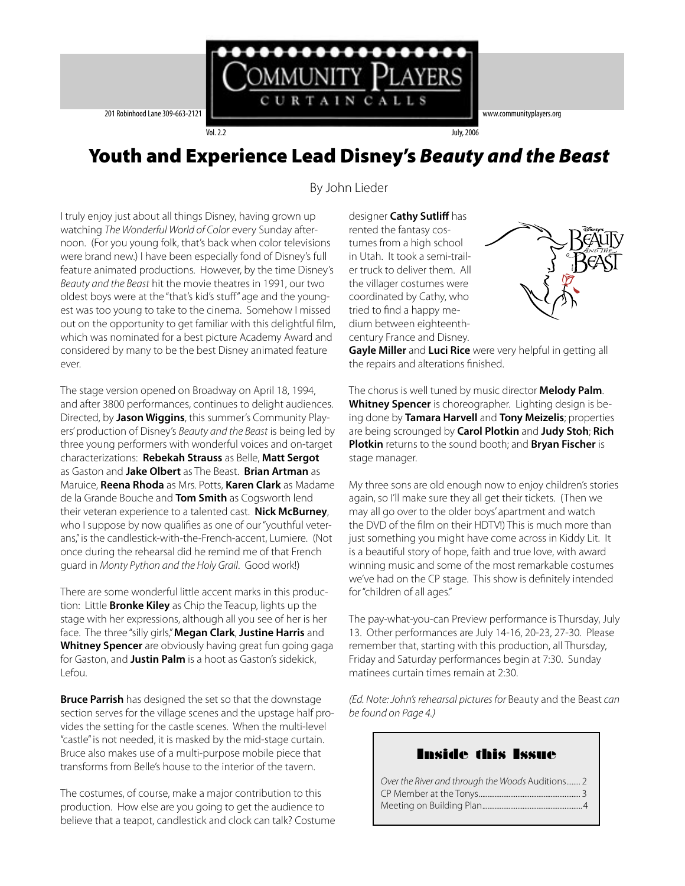# Community Players Curtain Calls

201 Robinhood Lane 309-663-2121 | www.communityplayers.org

Vol. 2.2 | July, 2006

## Youth and Experience Lead Disney's *Beauty and the Beast*

By John Lieder

I truly enjoy just about all things Disney, having grown up watching *The Wonderful World of Color* every Sunday afternoon. (For you young folk, that's back when color televisions were brand new.) I have been especially fond of Disney's full feature animated productions. However, by the time Disney's *Beauty and the Beast* hit the movie theatres in 1991, our two oldest boys were at the "that's kid's stuff" age and the youngest was too young to take to the cinema. Somehow I missed out on the opportunity to get familiar with this delightful film, which was nominated for a best picture Academy Award and considered by many to be the best Disney animated feature ever.

The stage version opened on Broadway on April 18, 1994, and after 3800 performances, continues to delight audiences. Directed, by **Jason Wiggins**, this summer's Community Players' production of Disney's *Beauty and the Beast* is being led by three young performers with wonderful voices and on-target characterizations: **Rebekah Strauss** as Belle, **Matt Sergot** as Gaston and **Jake Olbert** as The Beast. **Brian Artman** as Maruice, **Reena Rhoda** as Mrs. Potts, **Karen Clark** as Madame de la Grande Bouche and **Tom Smith** as Cogsworth lend their veteran experience to a talented cast. **Nick McBurney**, who I suppose by now qualifies as one of our "youthful veterans," is the candlestick-with-the-French-accent, Lumiere. (Not once during the rehearsal did he remind me of that French guard in *Monty Python and the Holy Grail*. Good work!)

There are some wonderful little accent marks in this production: Little **Bronke Kiley** as Chip the Teacup, lights up the stage with her expressions, although all you see of her is her face. The three "silly girls," **Megan Clark**, **Justine Harris** and **Whitney Spencer** are obviously having great fun going gaga for Gaston, and **Justin Palm** is a hoot as Gaston's sidekick, Lefou.

**Bruce Parrish** has designed the set so that the downstage section serves for the village scenes and the upstage half provides the setting for the castle scenes. When the multi-level "castle" is not needed, it is masked by the mid-stage curtain. Bruce also makes use of a multi-purpose mobile piece that transforms from Belle's house to the interior of the tavern.

The costumes, of course, make a major contribution to this production. How else are you going to get the audience to believe that a teapot, candlestick and clock can talk? Costume designer **Cathy Sutliff** has rented the fantasy costumes from a high school in Utah. It took a semi-trailer truck to deliver them. All the villager costumes were coordinated by Cathy, who tried to find a happy medium between eighteenth-century France and Disney. **Gayle Miller** and **Luci Rice** were very helpful in getting all the repairs and alterations finished.

The chorus is well tuned by music director **Melody Palm**. **Whitney Spencer** is choreographer. Lighting design is being done by **Tamara Harvell** and **Tony Meizelis**; properties are being scrounged by **Carol Plotkin** and **Judy Stoh**; **Rich Plotkin** returns to the sound booth; and **Bryan Fischer** is stage manager.

My three sons are old enough now to enjoy children's stories again, so I'll make sure they all get their tickets. (Then we may all go over to the older boys' apartment and watch the DVD of the film on their HDTV!) This is much more than just something you might have come across in Kiddy Lit. It is a beautiful story of hope, faith and true love, with award winning music and some of the most remarkable costumes we've had on the CP stage. This show is definitely intended for "children of all ages."

The pay-what-you-can Preview performance is Thursday, July 13. Other performances are July 14-16, 20-23, 27-30. Please remember that, starting with this production, all Thursday, Friday and Saturday performances begin at 7:30. Sunday matinees curtain times remain at 2:30.

*(Ed. Note: John's rehearsal pictures for* Beauty and the Beast *can be found on Page 4.)*

### Inside this Issue

*Over the River and through the Woods* Auditions........ 2
CP Member at the Tonys........ 3
Meeting on Building Plan........ 4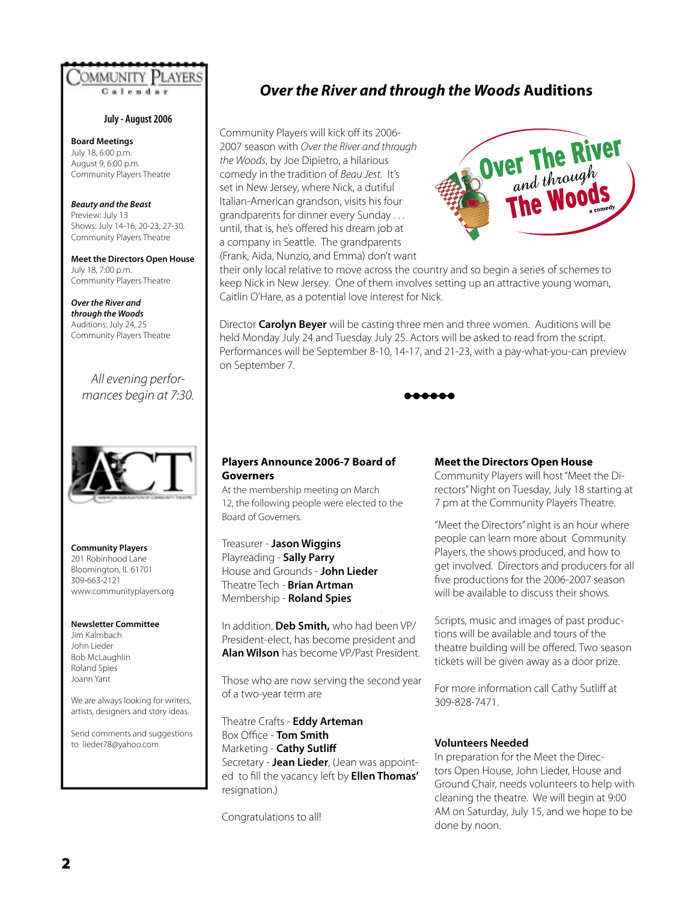# Community Players Calendar

**July - August 2006**

**Board Meetings**
July 18, 6:00 p.m.
August 9, 6:00 p.m.
Community Players Theatre

***Beauty and the Beast***
Preview: July 13
Shows: July 14-16, 20-23, 27-30.
Community Players Theatre

**Meet the Directors Open House**
July 18, 7:00 p.m.
Community Players Theatre

***Over the River and through the Woods***
Auditions: July 24, 25
Community Players Theatre

*All evening performances begin at 7:30.*

**Community Players**
201 Robinhood Lane
Bloomington, IL 61701
309-663-2121
www.communityplayers.org

**Newsletter Committee**
Jim Kalmbach
John Lieder
Bob McLaughlin
Roland Spies
Joann Yant

We are always looking for writers, artists, designers and story ideas.

Send comments and suggestions to lieder78@yahoo.com

## *Over the River and through the Woods* Auditions

Community Players will kick off its 2006-2007 season with *Over the River and through the Woods*, by Joe Dipietro, a hilarious comedy in the tradition of *Beau Jest.* It's set in New Jersey, where Nick, a dutiful Italian-American grandson, visits his four grandparents for dinner every Sunday . . . until, that is, he's offered his dream job at a company in Seattle. The grandparents (Frank, Aida, Nunzio, and Emma) don't want their only local relative to move across the country and so begin a series of schemes to keep Nick in New Jersey. One of them involves setting up an attractive young woman, Caitlin O'Hare, as a potential love interest for Nick.

Director **Carolyn Beyer** will be casting three men and three women. Auditions will be held Monday July 24 and Tuesday July 25. Actors will be asked to read from the script. Performances will be September 8-10, 14-17, and 21-23, with a pay-what-you-can preview on September 7.

### Players Announce 2006-7 Board of Governors

At the membership meeting on March 12, the following people were elected to the Board of Governors.

Treasurer - **Jason Wiggins**
Playreading - **Sally Parry**
House and Grounds - **John Lieder**
Theatre Tech - **Brian Artman**
Membership - **Roland Spies**

In addition, **Deb Smith,** who had been VP/President-elect, has become president and **Alan Wilson** has become VP/Past President.

Those who are now serving the second year of a two-year term are

Theatre Crafts - **Eddy Arteman**
Box Office - **Tom Smith**
Marketing - **Cathy Sutliff**
Secretary - **Jean Lieder**, (Jean was appointed to fill the vacancy left by **Ellen Thomas'** resignation.)

Congratulations to all!

### Meet the Directors Open House

Community Players will host "Meet the Directors" Night on Tuesday, July 18 starting at 7 pm at the Community Players Theatre.

"Meet the Directors" night is an hour where people can learn more about Community Players, the shows produced, and how to get involved. Directors and producers for all five productions for the 2006-2007 season will be available to discuss their shows.

Scripts, music and images of past productions will be available and tours of the theatre building will be offered. Two season tickets will be given away as a door prize.

For more information call Cathy Sutliff at 309-828-7471.

### Volunteers Needed

In preparation for the Meet the Directors Open House, John Lieder, House and Ground Chair, needs volunteers to help with cleaning the theatre. We will begin at 9:00 AM on Saturday, July 15, and we hope to be done by noon.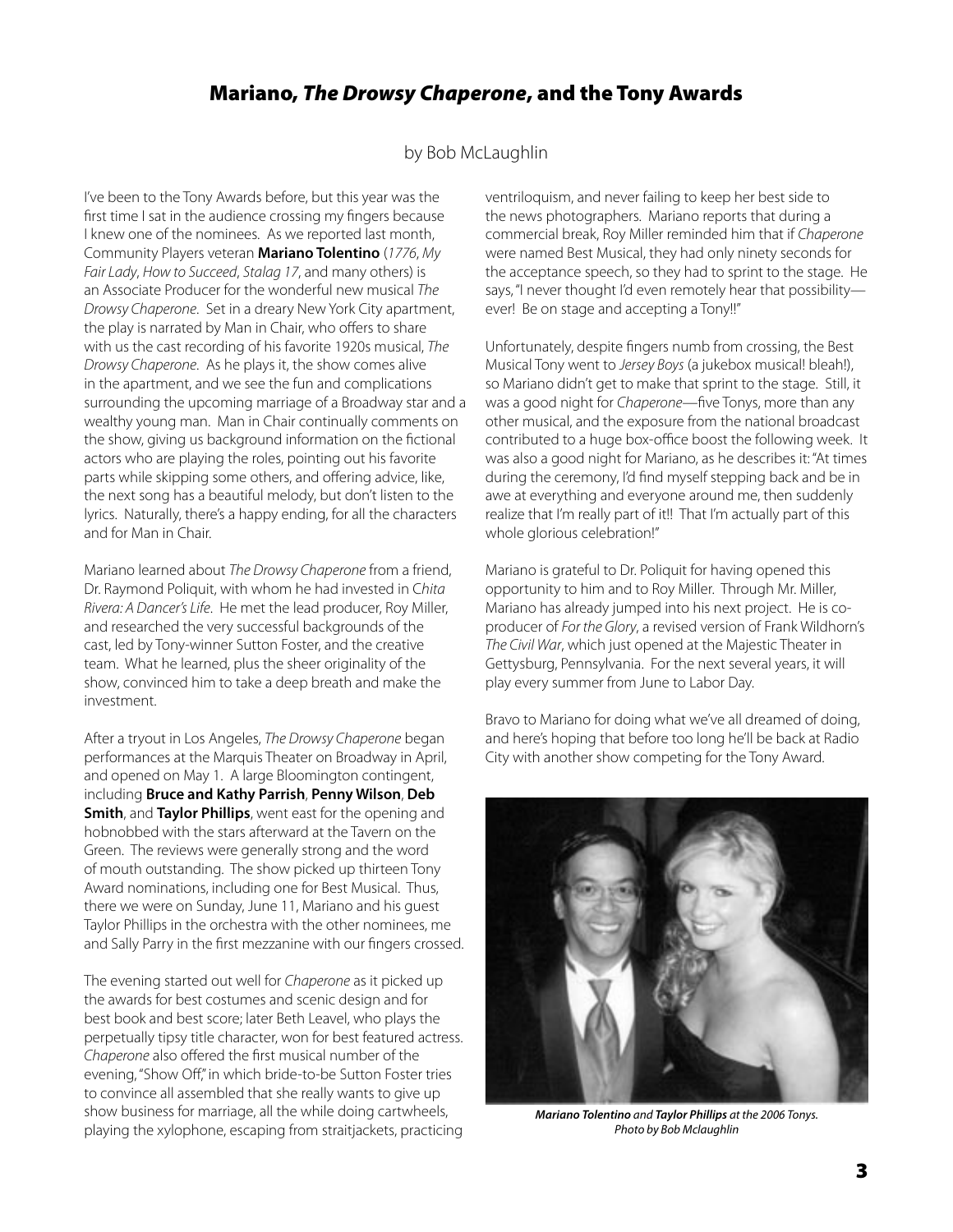## Mariano, *The Drowsy Chaperone*, and the Tony Awards

by Bob McLaughlin

I've been to the Tony Awards before, but this year was the first time I sat in the audience crossing my fingers because I knew one of the nominees. As we reported last month, Community Players veteran **Mariano Tolentino** (*1776*, *My Fair Lady*, *How to Succeed*, *Stalag 17*, and many others) is an Associate Producer for the wonderful new musical *The Drowsy Chaperone*. Set in a dreary New York City apartment, the play is narrated by Man in Chair, who offers to share with us the cast recording of his favorite 1920s musical, *The Drowsy Chaperone*. As he plays it, the show comes alive in the apartment, and we see the fun and complications surrounding the upcoming marriage of a Broadway star and a wealthy young man. Man in Chair continually comments on the show, giving us background information on the fictional actors who are playing the roles, pointing out his favorite parts while skipping some others, and offering advice, like, the next song has a beautiful melody, but don't listen to the lyrics. Naturally, there's a happy ending, for all the characters and for Man in Chair.

Mariano learned about *The Drowsy Chaperone* from a friend, Dr. Raymond Poliquit, with whom he had invested in *Chita Rivera: A Dancer's Life*. He met the lead producer, Roy Miller, and researched the very successful backgrounds of the cast, led by Tony-winner Sutton Foster, and the creative team. What he learned, plus the sheer originality of the show, convinced him to take a deep breath and make the investment.

After a tryout in Los Angeles, *The Drowsy Chaperone* began performances at the Marquis Theater on Broadway in April, and opened on May 1. A large Bloomington contingent, including **Bruce and Kathy Parrish**, **Penny Wilson**, **Deb Smith**, and **Taylor Phillips**, went east for the opening and hobnobbed with the stars afterward at the Tavern on the Green. The reviews were generally strong and the word of mouth outstanding. The show picked up thirteen Tony Award nominations, including one for Best Musical. Thus, there we were on Sunday, June 11, Mariano and his guest Taylor Phillips in the orchestra with the other nominees, me and Sally Parry in the first mezzanine with our fingers crossed.

The evening started out well for *Chaperone* as it picked up the awards for best costumes and scenic design and for best book and best score; later Beth Leavel, who plays the perpetually tipsy title character, won for best featured actress. *Chaperone* also offered the first musical number of the evening, "Show Off," in which bride-to-be Sutton Foster tries to convince all assembled that she really wants to give up show business for marriage, all the while doing cartwheels, playing the xylophone, escaping from straitjackets, practicing ventriloquism, and never failing to keep her best side to the news photographers. Mariano reports that during a commercial break, Roy Miller reminded him that if *Chaperone* were named Best Musical, they had only ninety seconds for the acceptance speech, so they had to sprint to the stage. He says, "I never thought I'd even remotely hear that possibility—ever! Be on stage and accepting a Tony!!"

Unfortunately, despite fingers numb from crossing, the Best Musical Tony went to *Jersey Boys* (a jukebox musical! bleah!), so Mariano didn't get to make that sprint to the stage. Still, it was a good night for *Chaperone*—five Tonys, more than any other musical, and the exposure from the national broadcast contributed to a huge box-office boost the following week. It was also a good night for Mariano, as he describes it: "At times during the ceremony, I'd find myself stepping back and be in awe at everything and everyone around me, then suddenly realize that I'm really part of it!! That I'm actually part of this whole glorious celebration!"

Mariano is grateful to Dr. Poliquit for having opened this opportunity to him and to Roy Miller. Through Mr. Miller, Mariano has already jumped into his next project. He is co-producer of *For the Glory*, a revised version of Frank Wildhorn's *The Civil War*, which just opened at the Majestic Theater in Gettysburg, Pennsylvania. For the next several years, it will play every summer from June to Labor Day.

Bravo to Mariano for doing what we've all dreamed of doing, and here's hoping that before too long he'll be back at Radio City with another show competing for the Tony Award.

***Mariano Tolentino** and **Taylor Phillips** at the 2006 Tonys. Photo by Bob Mclaughlin*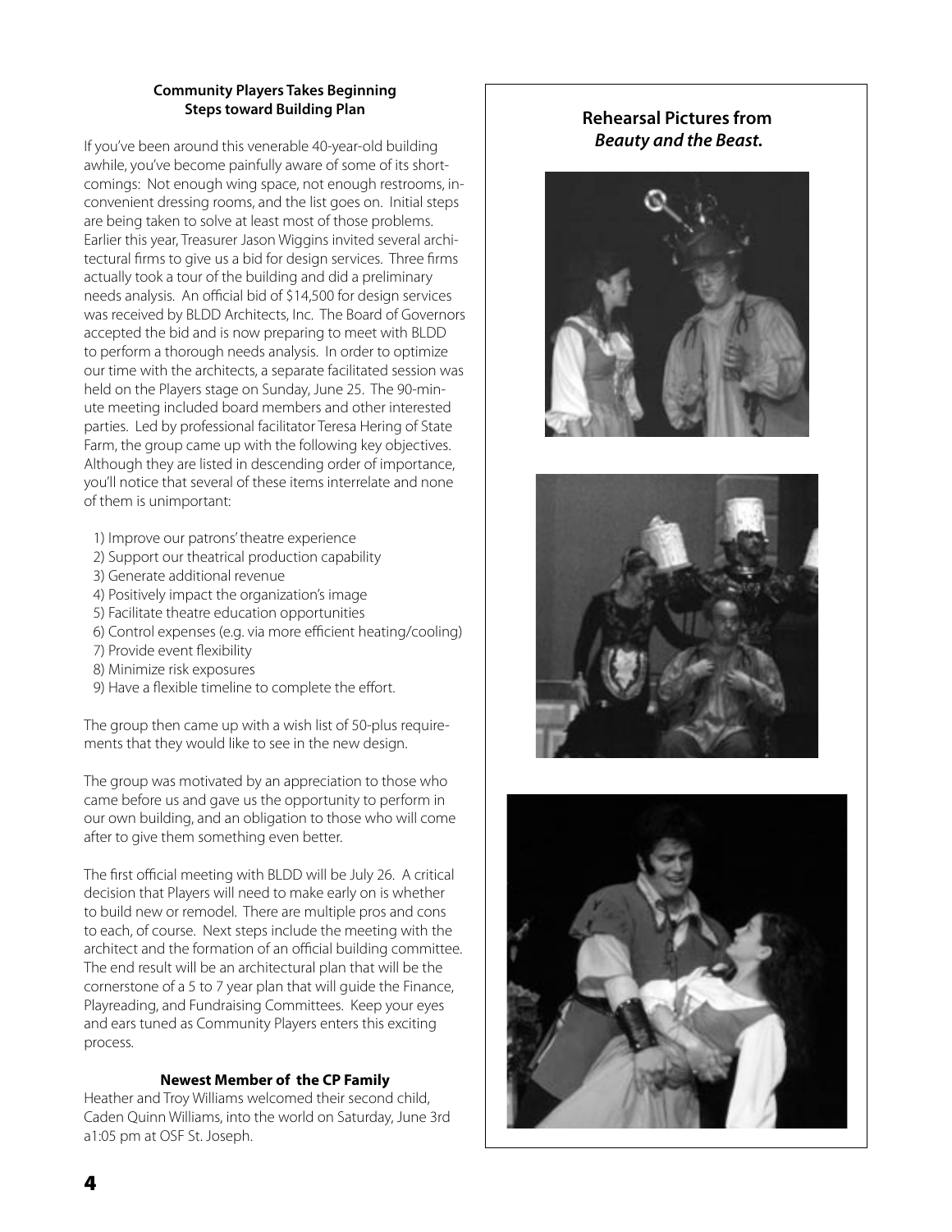### Community Players Takes Beginning Steps toward Building Plan

If you've been around this venerable 40-year-old building awhile, you've become painfully aware of some of its shortcomings: Not enough wing space, not enough restrooms, inconvenient dressing rooms, and the list goes on. Initial steps are being taken to solve at least most of those problems. Earlier this year, Treasurer Jason Wiggins invited several architectural firms to give us a bid for design services. Three firms actually took a tour of the building and did a preliminary needs analysis. An official bid of $14,500 for design services was received by BLDD Architects, Inc. The Board of Governors accepted the bid and is now preparing to meet with BLDD to perform a thorough needs analysis. In order to optimize our time with the architects, a separate facilitated session was held on the Players stage on Sunday, June 25. The 90-minute meeting included board members and other interested parties. Led by professional facilitator Teresa Hering of State Farm, the group came up with the following key objectives. Although they are listed in descending order of importance, you'll notice that several of these items interrelate and none of them is unimportant:

1) Improve our patrons' theatre experience
2) Support our theatrical production capability
3) Generate additional revenue
4) Positively impact the organization's image
5) Facilitate theatre education opportunities
6) Control expenses (e.g. via more efficient heating/cooling)
7) Provide event flexibility
8) Minimize risk exposures
9) Have a flexible timeline to complete the effort.

The group then came up with a wish list of 50-plus requirements that they would like to see in the new design.

The group was motivated by an appreciation to those who came before us and gave us the opportunity to perform in our own building, and an obligation to those who will come after to give them something even better.

The first official meeting with BLDD will be July 26. A critical decision that Players will need to make early on is whether to build new or remodel. There are multiple pros and cons to each, of course. Next steps include the meeting with the architect and the formation of an official building committee. The end result will be an architectural plan that will be the cornerstone of a 5 to 7 year plan that will guide the Finance, Playreading, and Fundraising Committees. Keep your eyes and ears tuned as Community Players enters this exciting process.

### Newest Member of the CP Family

Heather and Troy Williams welcomed their second child, Caden Quinn Williams, into the world on Saturday, June 3rd a1:05 pm at OSF St. Joseph.

### Rehearsal Pictures from *Beauty and the Beast.*